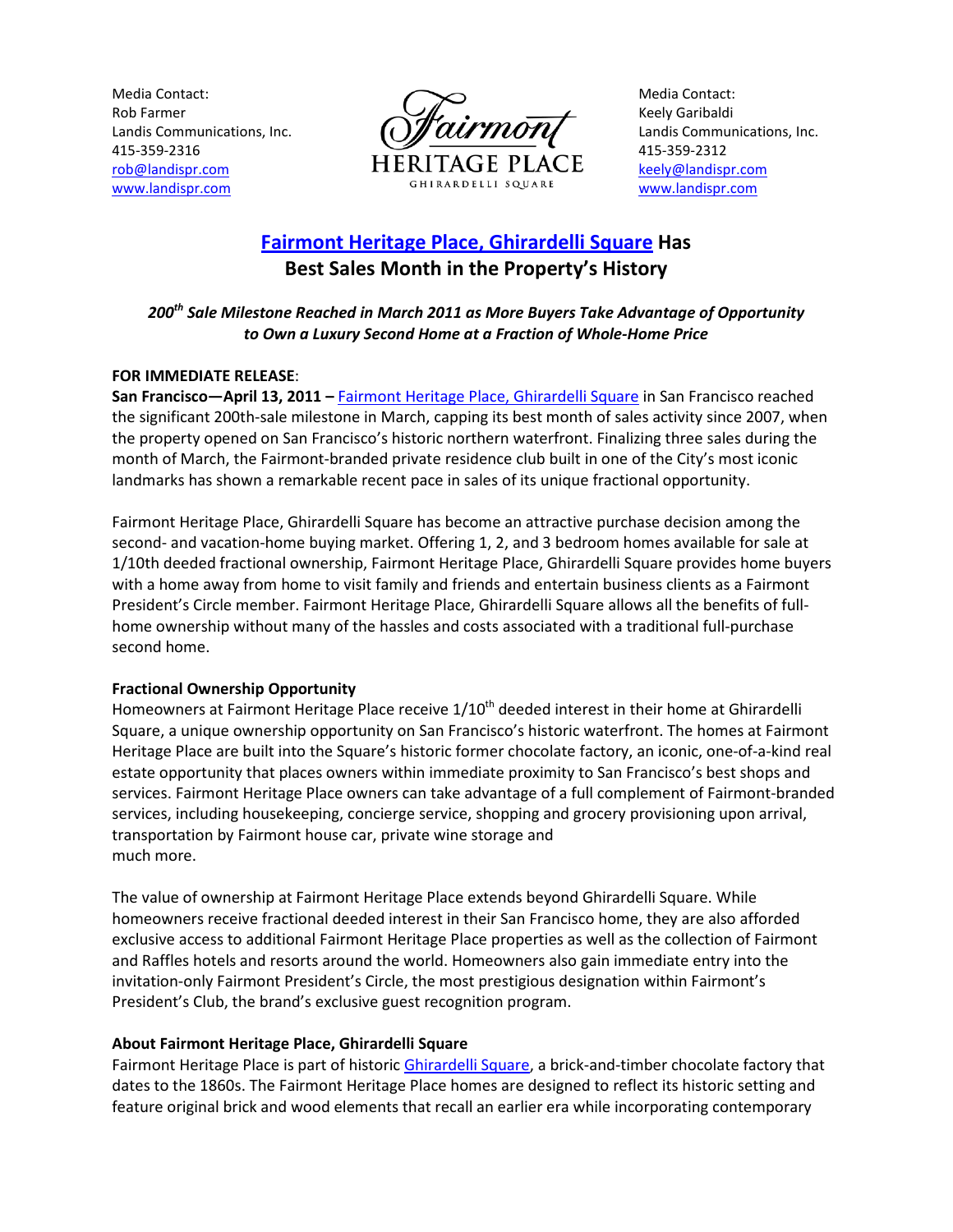Media Contact:
Rob Farmer
Landis Communications, Inc.
415-359-2316
rob@landispr.com
www.landispr.com

Fairmont
HERITAGE PLACE
GHIRARDELLI SQUARE

Media Contact:
Keely Garibaldi
Landis Communications, Inc.
415-359-2312
keely@landispr.com
www.landispr.com

# Fairmont Heritage Place, Ghirardelli Square Has Best Sales Month in the Property's History

***200th Sale Milestone Reached in March 2011 as More Buyers Take Advantage of Opportunity to Own a Luxury Second Home at a Fraction of Whole-Home Price***

**FOR IMMEDIATE RELEASE**:

**San Francisco—April 13, 2011 –** Fairmont Heritage Place, Ghirardelli Square in San Francisco reached the significant 200th-sale milestone in March, capping its best month of sales activity since 2007, when the property opened on San Francisco's historic northern waterfront. Finalizing three sales during the month of March, the Fairmont-branded private residence club built in one of the City's most iconic landmarks has shown a remarkable recent pace in sales of its unique fractional opportunity.

Fairmont Heritage Place, Ghirardelli Square has become an attractive purchase decision among the second- and vacation-home buying market. Offering 1, 2, and 3 bedroom homes available for sale at 1/10th deeded fractional ownership, Fairmont Heritage Place, Ghirardelli Square provides home buyers with a home away from home to visit family and friends and entertain business clients as a Fairmont President's Circle member. Fairmont Heritage Place, Ghirardelli Square allows all the benefits of full-home ownership without many of the hassles and costs associated with a traditional full-purchase second home.

**Fractional Ownership Opportunity**

Homeowners at Fairmont Heritage Place receive 1/10th deeded interest in their home at Ghirardelli Square, a unique ownership opportunity on San Francisco's historic waterfront. The homes at Fairmont Heritage Place are built into the Square's historic former chocolate factory, an iconic, one-of-a-kind real estate opportunity that places owners within immediate proximity to San Francisco's best shops and services. Fairmont Heritage Place owners can take advantage of a full complement of Fairmont-branded services, including housekeeping, concierge service, shopping and grocery provisioning upon arrival, transportation by Fairmont house car, private wine storage and much more.

The value of ownership at Fairmont Heritage Place extends beyond Ghirardelli Square. While homeowners receive fractional deeded interest in their San Francisco home, they are also afforded exclusive access to additional Fairmont Heritage Place properties as well as the collection of Fairmont and Raffles hotels and resorts around the world. Homeowners also gain immediate entry into the invitation-only Fairmont President's Circle, the most prestigious designation within Fairmont's President's Club, the brand's exclusive guest recognition program.

**About Fairmont Heritage Place, Ghirardelli Square**

Fairmont Heritage Place is part of historic Ghirardelli Square, a brick-and-timber chocolate factory that dates to the 1860s. The Fairmont Heritage Place homes are designed to reflect its historic setting and feature original brick and wood elements that recall an earlier era while incorporating contemporary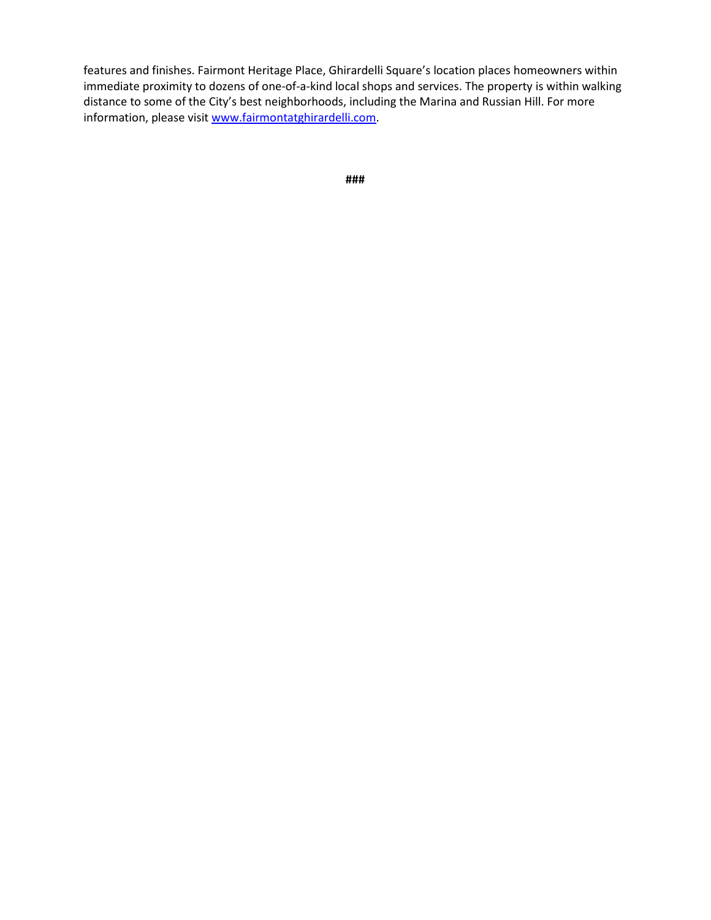features and finishes. Fairmont Heritage Place, Ghirardelli Square's location places homeowners within immediate proximity to dozens of one-of-a-kind local shops and services. The property is within walking distance to some of the City's best neighborhoods, including the Marina and Russian Hill. For more information, please visit www.fairmontatghirardelli.com.

**###**